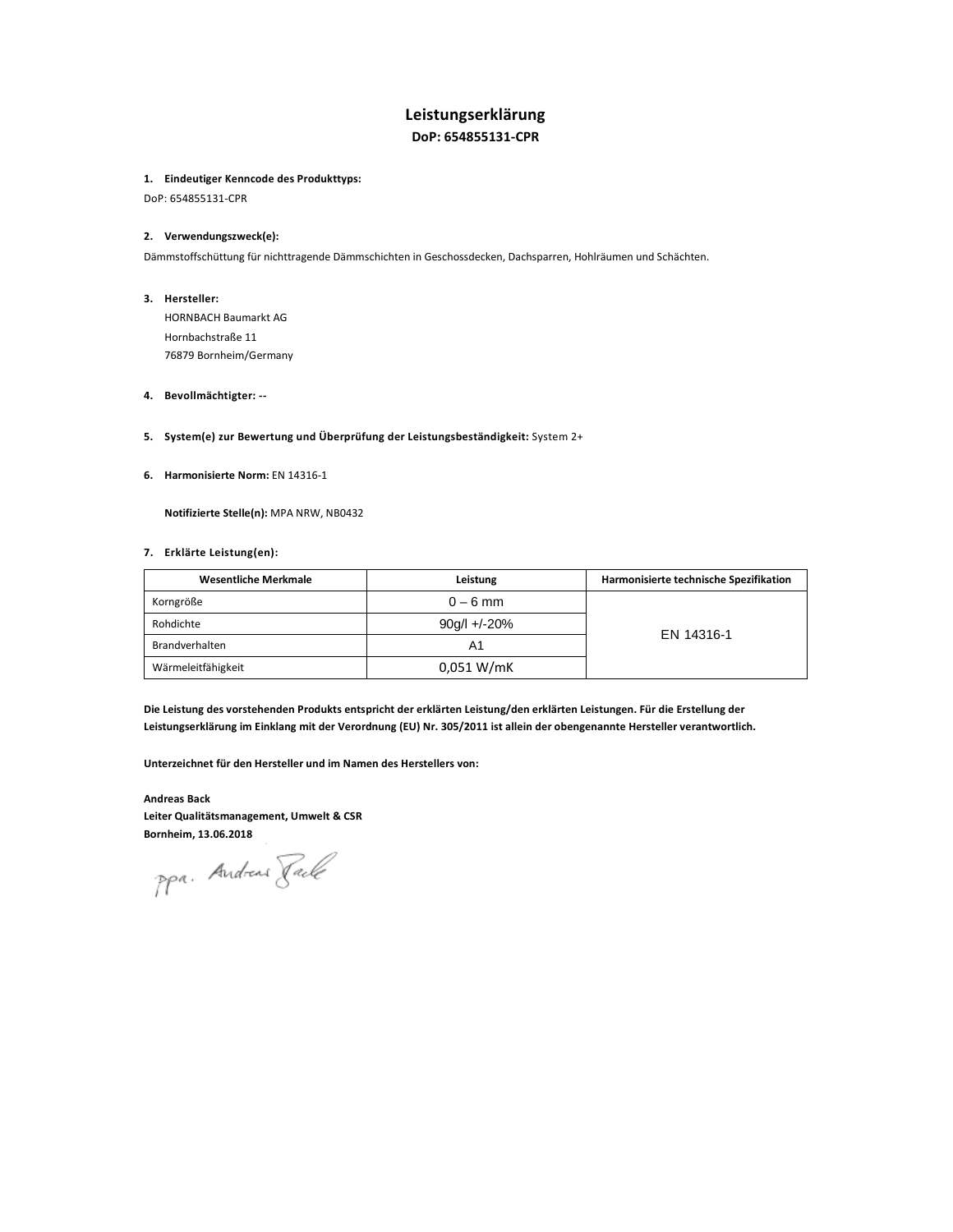# Leistungserklärung

## DoP: 654855131-CPR

**1. Eindeutiger Kenncode des Produkttyps:**

DoP: 654855131-CPR

**2. Verwendungszweck(e):**

Dämmstoffschüttung für nichttragende Dämmschichten in Geschossdecken, Dachsparren, Hohlräumen und Schächten.

**3. Hersteller:**

HORNBACH Baumarkt AG
Hornbachstraße 11
76879 Bornheim/Germany

**4. Bevollmächtigter: --**

**5. System(e) zur Bewertung und Überprüfung der Leistungsbeständigkeit:** System 2+

**6. Harmonisierte Norm:** EN 14316-1

**Notifizierte Stelle(n):** MPA NRW, NB0432

**7. Erklärte Leistung(en):**

| Wesentliche Merkmale | Leistung | Harmonisierte technische Spezifikation |
|---|---|---|
| Korngröße | 0 – 6 mm | EN 14316-1 |
| Rohdichte | 90g/l +/-20% | |
| Brandverhalten | A1 | |
| Wärmeleitfähigkeit | 0,051 W/mK | |

**Die Leistung des vorstehenden Produkts entspricht der erklärten Leistung/den erklärten Leistungen. Für die Erstellung der Leistungserklärung im Einklang mit der Verordnung (EU) Nr. 305/2011 ist allein der obengenannte Hersteller verantwortlich.**

**Unterzeichnet für den Hersteller und im Namen des Herstellers von:**

**Andreas Back**
**Leiter Qualitätsmanagement, Umwelt & CSR**
**Bornheim, 13.06.2018**

ppa. Andreas Back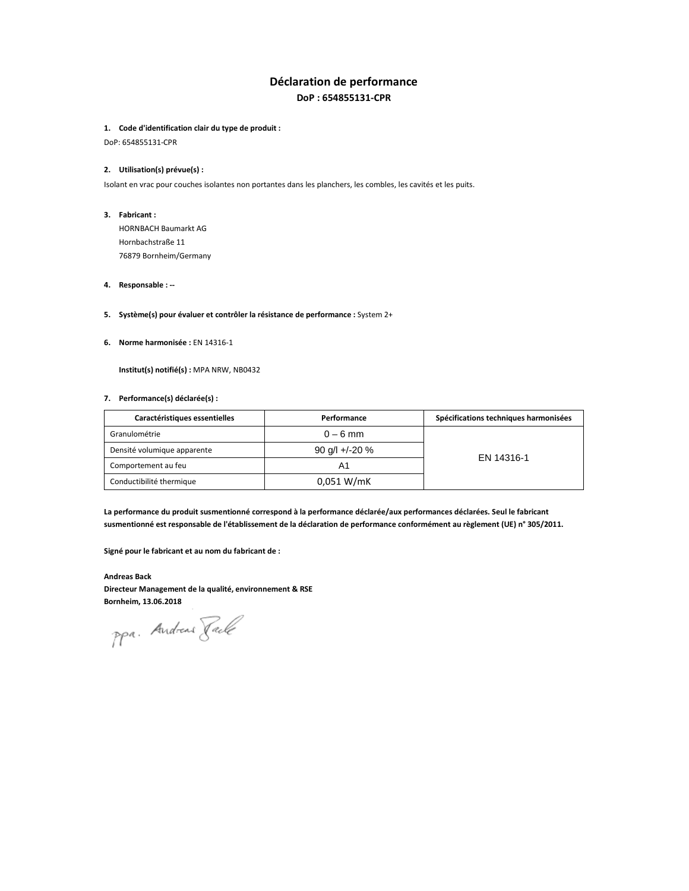# Déclaration de performance

**DoP : 654855131-CPR**

1. **Code d'identification clair du type de produit :**

DoP: 654855131-CPR

2. **Utilisation(s) prévue(s) :**

Isolant en vrac pour couches isolantes non portantes dans les planchers, les combles, les cavités et les puits.

3. **Fabricant :**
   HORNBACH Baumarkt AG
   Hornbachstraße 11
   76879 Bornheim/Germany

4. **Responsable : --**

5. **Système(s) pour évaluer et contrôler la résistance de performance :** System 2+

6. **Norme harmonisée :** EN 14316-1

   **Institut(s) notifié(s) :** MPA NRW, NB0432

7. **Performance(s) déclarée(s) :**

| Caractéristiques essentielles | Performance | Spécifications techniques harmonisées |
|---|---|---|
| Granulométrie | 0 – 6 mm | EN 14316-1 |
| Densité volumique apparente | 90 g/l +/-20 % | |
| Comportement au feu | A1 | |
| Conductibilité thermique | 0,051 W/mK | |

**La performance du produit susmentionné correspond à la performance déclarée/aux performances déclarées. Seul le fabricant susmentionné est responsable de l'établissement de la déclaration de performance conformément au règlement (UE) n° 305/2011.**

**Signé pour le fabricant et au nom du fabricant de :**

**Andreas Back**
**Directeur Management de la qualité, environnement & RSE**
**Bornheim, 13.06.2018**

ppa. Andreas Back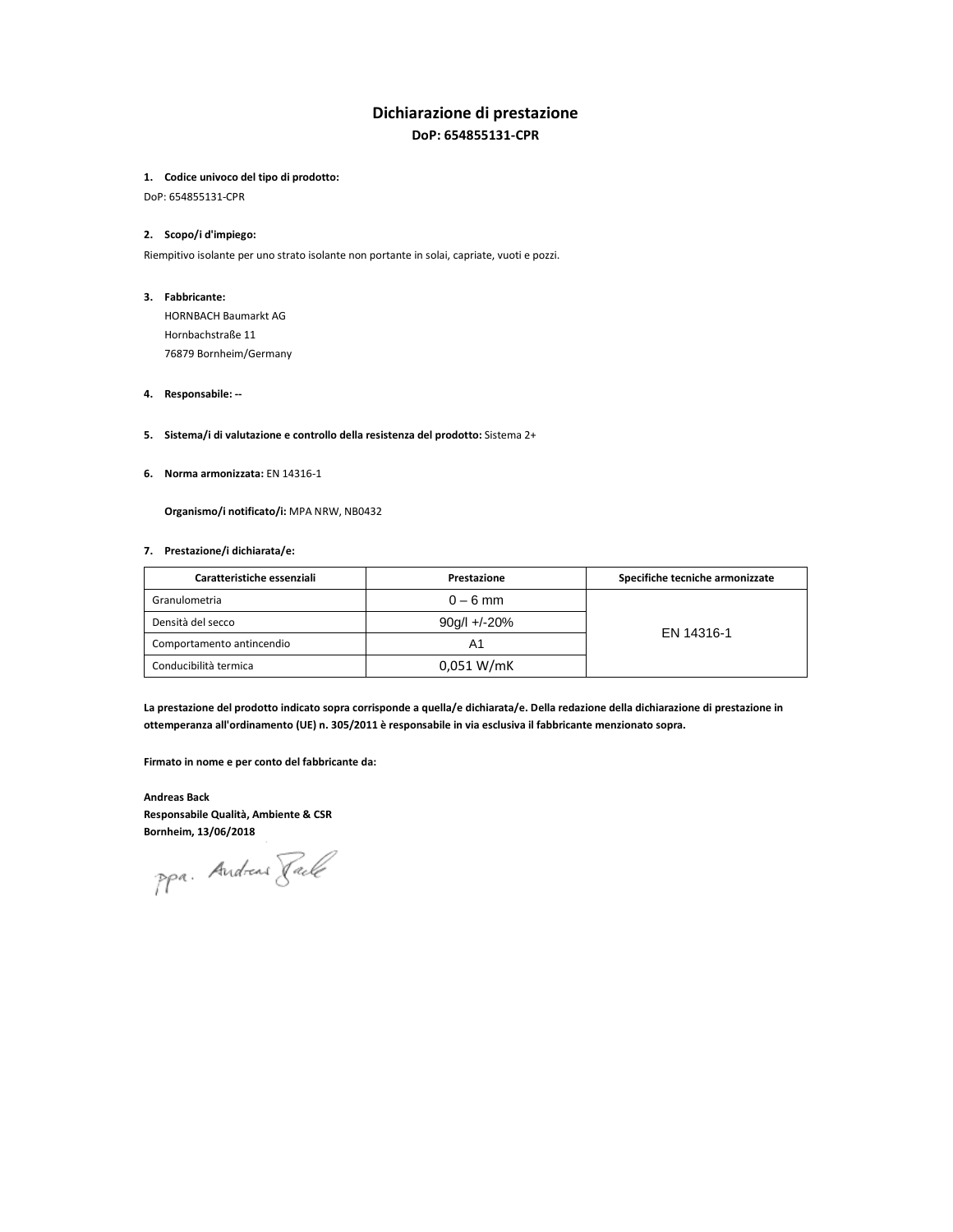# Dichiarazione di prestazione

## DoP: 654855131-CPR

**1. Codice univoco del tipo di prodotto:**

DoP: 654855131-CPR

**2. Scopo/i d'impiego:**

Riempitivo isolante per uno strato isolante non portante in solai, capriate, vuoti e pozzi.

**3. Fabbricante:**

HORNBACH Baumarkt AG
Hornbachstraße 11
76879 Bornheim/Germany

**4. Responsabile: --**

**5. Sistema/i di valutazione e controllo della resistenza del prodotto:** Sistema 2+

**6. Norma armonizzata:** EN 14316-1

**Organismo/i notificato/i:** MPA NRW, NB0432

**7. Prestazione/i dichiarata/e:**

| Caratteristiche essenziali | Prestazione | Specifiche tecniche armonizzate |
|---|---|---|
| Granulometria | 0 – 6 mm | EN 14316-1 |
| Densità del secco | 90g/l +/-20% | |
| Comportamento antincendio | A1 | |
| Conducibilità termica | 0,051 W/mK | |

**La prestazione del prodotto indicato sopra corrisponde a quella/e dichiarata/e. Della redazione della dichiarazione di prestazione in ottemperanza all'ordinamento (UE) n. 305/2011 è responsabile in via esclusiva il fabbricante menzionato sopra.**

**Firmato in nome e per conto del fabbricante da:**

**Andreas Back**
**Responsabile Qualità, Ambiente & CSR**
**Bornheim, 13/06/2018**

ppa. Andreas Back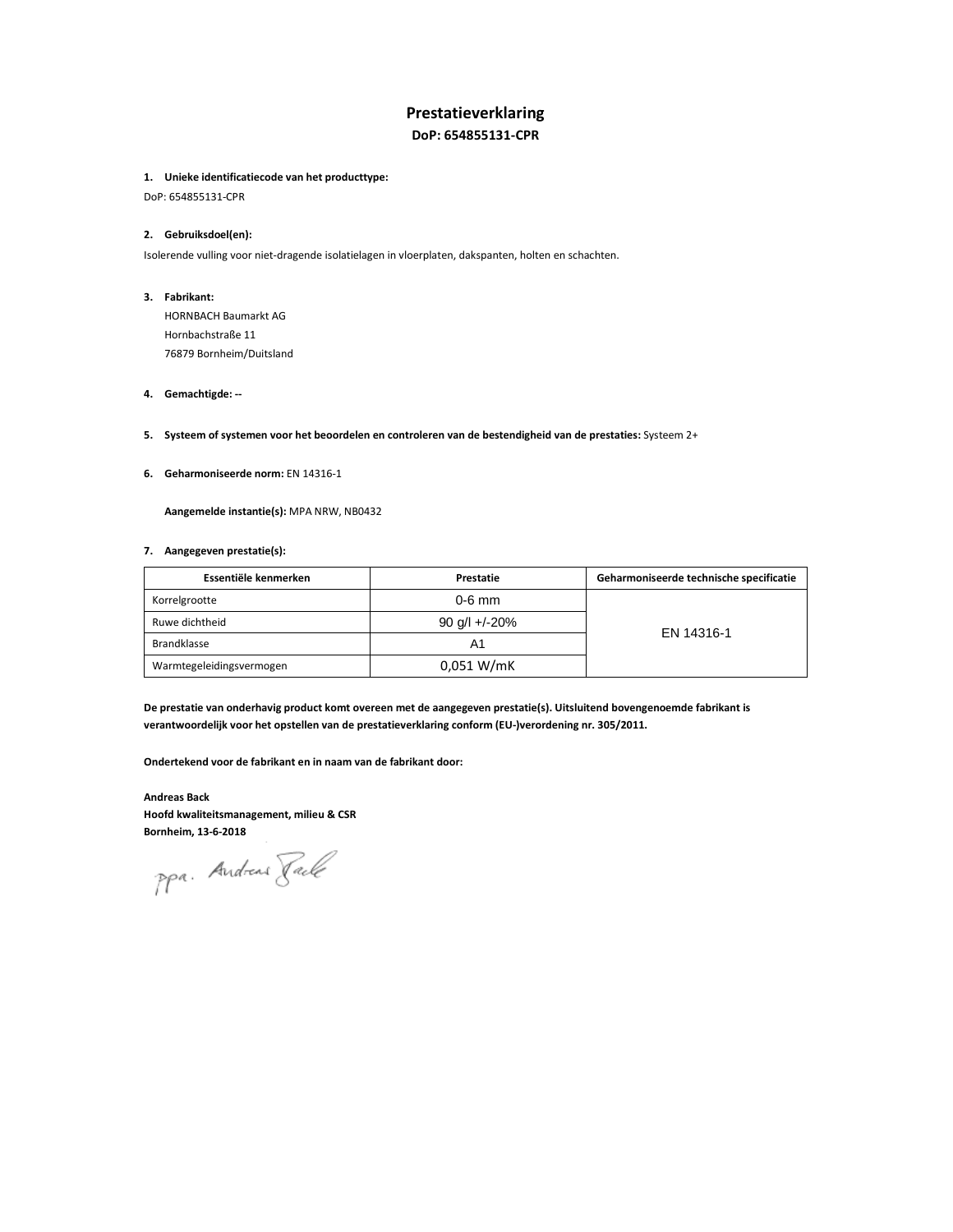# Prestatieverklaring

## DoP: 654855131-CPR

**1. Unieke identificatiecode van het producttype:**

DoP: 654855131-CPR

**2. Gebruiksdoel(en):**

Isolerende vulling voor niet-dragende isolatielagen in vloerplaten, dakspanten, holten en schachten.

**3. Fabrikant:**

HORNBACH Baumarkt AG
Hornbachstraße 11
76879 Bornheim/Duitsland

**4. Gemachtigde:** --

**5. Systeem of systemen voor het beoordelen en controleren van de bestendigheid van de prestaties:** Systeem 2+

**6. Geharmoniseerde norm:** EN 14316-1

**Aangemelde instantie(s):** MPA NRW, NB0432

**7. Aangegeven prestatie(s):**

| Essentiële kenmerken | Prestatie | Geharmoniseerde technische specificatie |
|---|---|---|
| Korrelgrootte | 0-6 mm | EN 14316-1 |
| Ruwe dichtheid | 90 g/l +/-20% | |
| Brandklasse | A1 | |
| Warmtegeleidingsvermogen | 0,051 W/mK | |

**De prestatie van onderhavig product komt overeen met de aangegeven prestatie(s). Uitsluitend bovengenoemde fabrikant is verantwoordelijk voor het opstellen van de prestatieverklaring conform (EU-)verordening nr. 305/2011.**

**Ondertekend voor de fabrikant en in naam van de fabrikant door:**

**Andreas Back**
**Hoofd kwaliteitsmanagement, milieu & CSR**
**Bornheim, 13-6-2018**

ppa. Andreas Back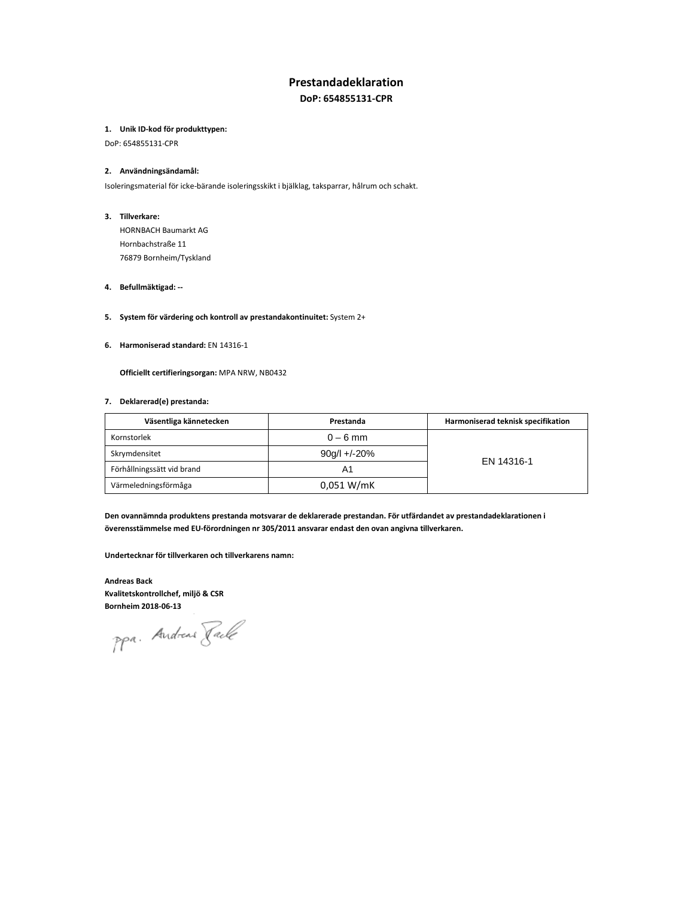# Prestandadeklaration

**DoP: 654855131-CPR**

1. **Unik ID-kod för produkttypen:**

DoP: 654855131-CPR

2. **Användningsändamål:**

Isoleringsmaterial för icke-bärande isoleringsskikt i bjälklag, taksparrar, hålrum och schakt.

3. **Tillverkare:**

   HORNBACH Baumarkt AG
   Hornbachstraße 11
   76879 Bornheim/Tyskland

4. **Befullmäktigad: --**

5. **System för värdering och kontroll av prestandakontinuitet:** System 2+

6. **Harmoniserad standard:** EN 14316-1

   **Officiellt certifieringsorgan:** MPA NRW, NB0432

7. **Deklarerad(e) prestanda:**

| Väsentliga kännetecken | Prestanda | Harmoniserad teknisk specifikation |
|---|---|---|
| Kornstorlek | 0 – 6 mm | EN 14316-1 |
| Skrymdensitet | 90g/l +/-20% | |
| Förhållningssätt vid brand | A1 | |
| Värmeledningsförmåga | 0,051 W/mK | |

**Den ovannämnda produktens prestanda motsvarar de deklarerade prestandan. För utfärdandet av prestandadeklarationen i överensstämmelse med EU-förordningen nr 305/2011 ansvarar endast den ovan angivna tillverkaren.**

**Undertecknar för tillverkaren och tillverkarens namn:**

**Andreas Back**
**Kvalitetskontrollchef, miljö & CSR**
**Bornheim 2018-06-13**

ppa. Andreas Back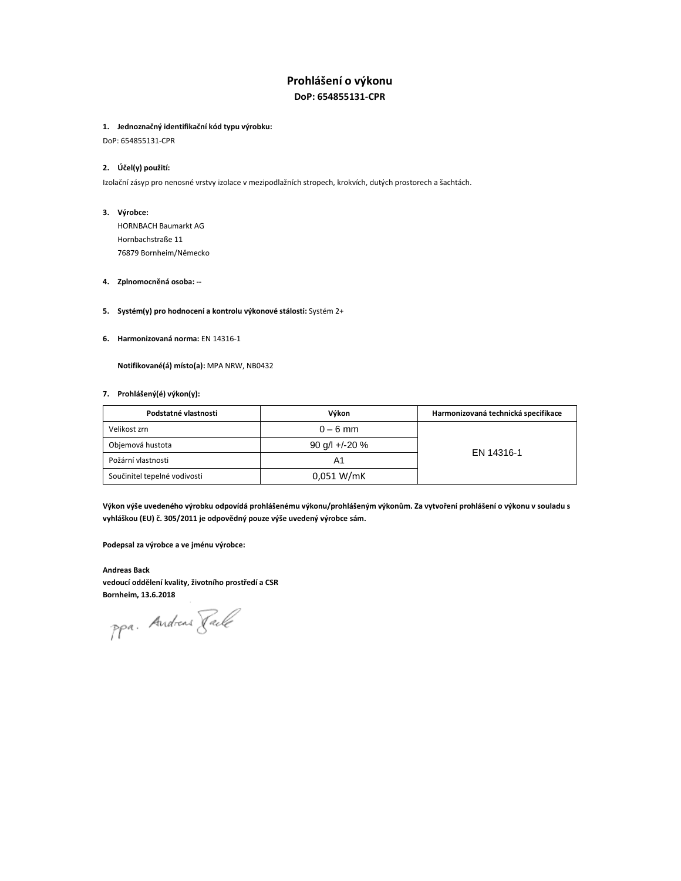# Prohlášení o výkonu

## DoP: 654855131-CPR

**1. Jednoznačný identifikační kód typu výrobku:**

DoP: 654855131-CPR

**2. Účel(y) použití:**

Izolační zásyp pro nenosné vrstvy izolace v mezipodlažních stropech, krokvích, dutých prostorech a šachtách.

**3. Výrobce:**

HORNBACH Baumarkt AG
Hornbachstraße 11
76879 Bornheim/Německo

**4. Zplnomocněná osoba:** --

**5. Systém(y) pro hodnocení a kontrolu výkonové stálosti:** Systém 2+

**6. Harmonizovaná norma:** EN 14316-1

**Notifikované(á) místo(a):** MPA NRW, NB0432

**7. Prohlášený(é) výkon(y):**

| Podstatné vlastnosti | Výkon | Harmonizovaná technická specifikace |
|---|---|---|
| Velikost zrn | 0 – 6 mm | EN 14316-1 |
| Objemová hustota | 90 g/l +/-20 % | |
| Požární vlastnosti | A1 | |
| Součinitel tepelné vodivosti | 0,051 W/mK | |

**Výkon výše uvedeného výrobku odpovídá prohlášenému výkonu/prohlášeným výkonům. Za vytvoření prohlášení o výkonu v souladu s vyhláškou (EU) č. 305/2011 je odpovědný pouze výše uvedený výrobce sám.**

**Podepsal za výrobce a ve jménu výrobce:**

**Andreas Back**
**vedoucí oddělení kvality, životního prostředí a CSR**
**Bornheim, 13.6.2018**

ppa. Andreas Back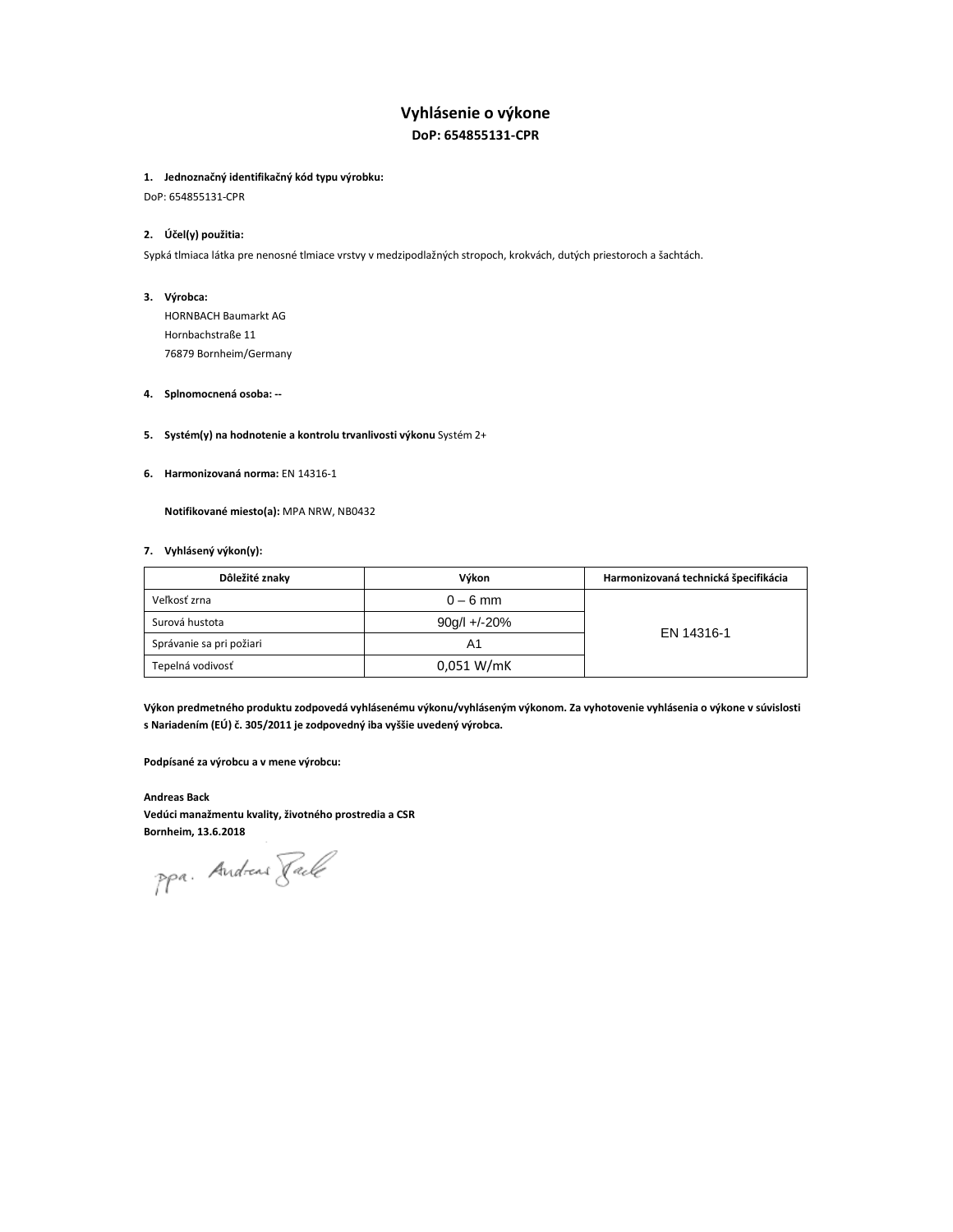# Vyhlásenie o výkone

## DoP: 654855131-CPR

**1. Jednoznačný identifikačný kód typu výrobku:**

DoP: 654855131-CPR

**2. Účel(y) použitia:**

Sypká tlmiaca látka pre nenosné tlmiace vrstvy v medzipodlažných stropoch, krokvách, dutých priestoroch a šachtách.

**3. Výrobca:**

HORNBACH Baumarkt AG
Hornbachstraße 11
76879 Bornheim/Germany

**4. Splnomocnená osoba: --**

**5. Systém(y) na hodnotenie a kontrolu trvanlivosti výkonu** Systém 2+

**6. Harmonizovaná norma:** EN 14316-1

**Notifikované miesto(a):** MPA NRW, NB0432

**7. Vyhlásený výkon(y):**

| Dôležité znaky | Výkon | Harmonizovaná technická špecifikácia |
|---|---|---|
| Veľkosť zrna | 0 – 6 mm | EN 14316-1 |
| Surová hustota | 90g/l +/-20% | |
| Správanie sa pri požiari | A1 | |
| Tepelná vodivosť | 0,051 W/mK | |

**Výkon predmetného produktu zodpovedá vyhlásenému výkonu/vyhláseným výkonom. Za vyhotovenie vyhlásenia o výkone v súvislosti s Nariadením (EÚ) č. 305/2011 je zodpovedný iba vyššie uvedený výrobca.**

**Podpísané za výrobcu a v mene výrobcu:**

**Andreas Back**
**Vedúci manažmentu kvality, životného prostredia a CSR**
**Bornheim, 13.6.2018**

ppa. Andreas Back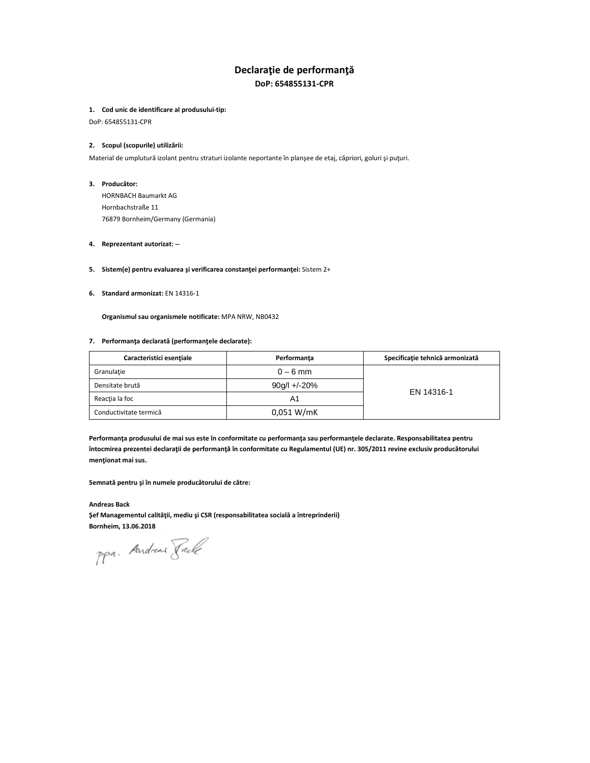# Declaraţie de performanţă

**DoP: 654855131-CPR**

1. **Cod unic de identificare al produsului-tip:**

DoP: 654855131-CPR

2. **Scopul (scopurile) utilizării:**

Material de umplutură izolant pentru straturi izolante neportante în planşee de etaj, căpriori, goluri şi puţuri.

3. **Producător:**

   HORNBACH Baumarkt AG
   Hornbachstraße 11
   76879 Bornheim/Germany (Germania)

4. **Reprezentant autorizat:** --

5. **Sistem(e) pentru evaluarea şi verificarea constanţei performanţei:** Sistem 2+

6. **Standard armonizat:** EN 14316-1

   **Organismul sau organismele notificate:** MPA NRW, NB0432

7. **Performanţa declarată (performanţele declarate):**

| Caracteristici esenţiale | Performanţa | Specificaţie tehnică armonizată |
|---|---|---|
| Granulaţie | 0 – 6 mm | EN 14316-1 |
| Densitate brută | 90g/l +/-20% | |
| Reacţia la foc | A1 | |
| Conductivitate termică | 0,051 W/mK | |

**Performanţa produsului de mai sus este în conformitate cu performanţa sau performanţele declarate. Responsabilitatea pentru întocmirea prezentei declaraţii de performanţă în conformitate cu Regulamentul (UE) nr. 305/2011 revine exclusiv producătorului menţionat mai sus.**

**Semnată pentru şi în numele producătorului de către:**

**Andreas Back**
**Şef Managementul calităţii, mediu şi CSR (responsabilitatea socială a întreprinderii)**
**Bornheim, 13.06.2018**

ppa. Andreas Back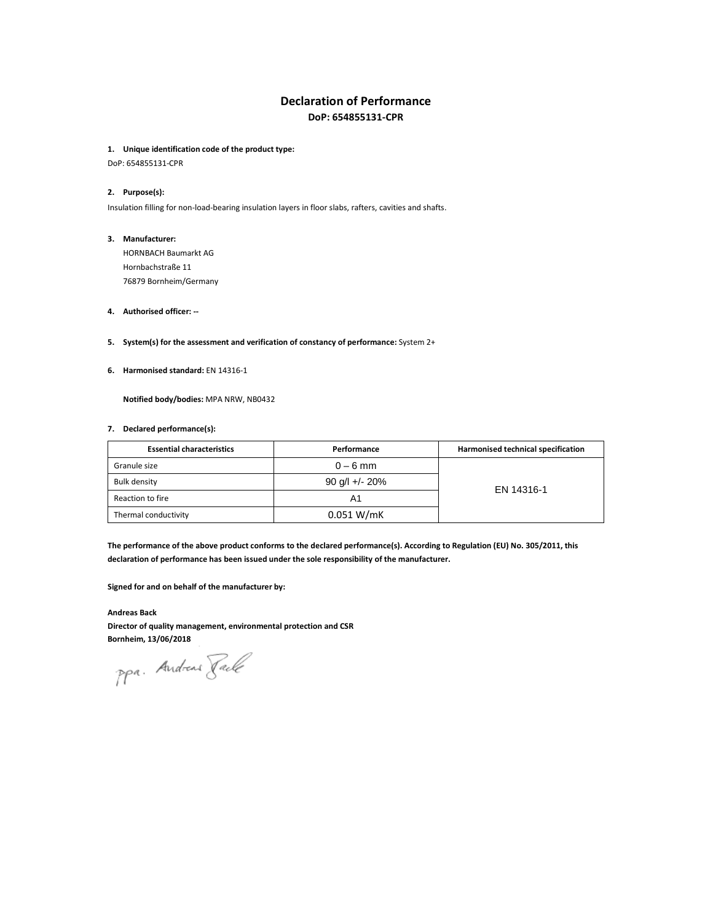# Declaration of Performance

**DoP: 654855131-CPR**

1. **Unique identification code of the product type:**

DoP: 654855131-CPR

2. **Purpose(s):**

Insulation filling for non-load-bearing insulation layers in floor slabs, rafters, cavities and shafts.

3. **Manufacturer:**

   HORNBACH Baumarkt AG
   Hornbachstraße 11
   76879 Bornheim/Germany

4. **Authorised officer:** --

5. **System(s) for the assessment and verification of constancy of performance:** System 2+

6. **Harmonised standard:** EN 14316-1

   **Notified body/bodies:** MPA NRW, NB0432

7. **Declared performance(s):**

| Essential characteristics | Performance | Harmonised technical specification |
|---|---|---|
| Granule size | 0 – 6 mm | EN 14316-1 |
| Bulk density | 90 g/l +/- 20% | |
| Reaction to fire | A1 | |
| Thermal conductivity | 0.051 W/mK | |

**The performance of the above product conforms to the declared performance(s). According to Regulation (EU) No. 305/2011, this declaration of performance has been issued under the sole responsibility of the manufacturer.**

**Signed for and on behalf of the manufacturer by:**

**Andreas Back**
**Director of quality management, environmental protection and CSR**
**Bornheim, 13/06/2018**

ppa. Andreas Back